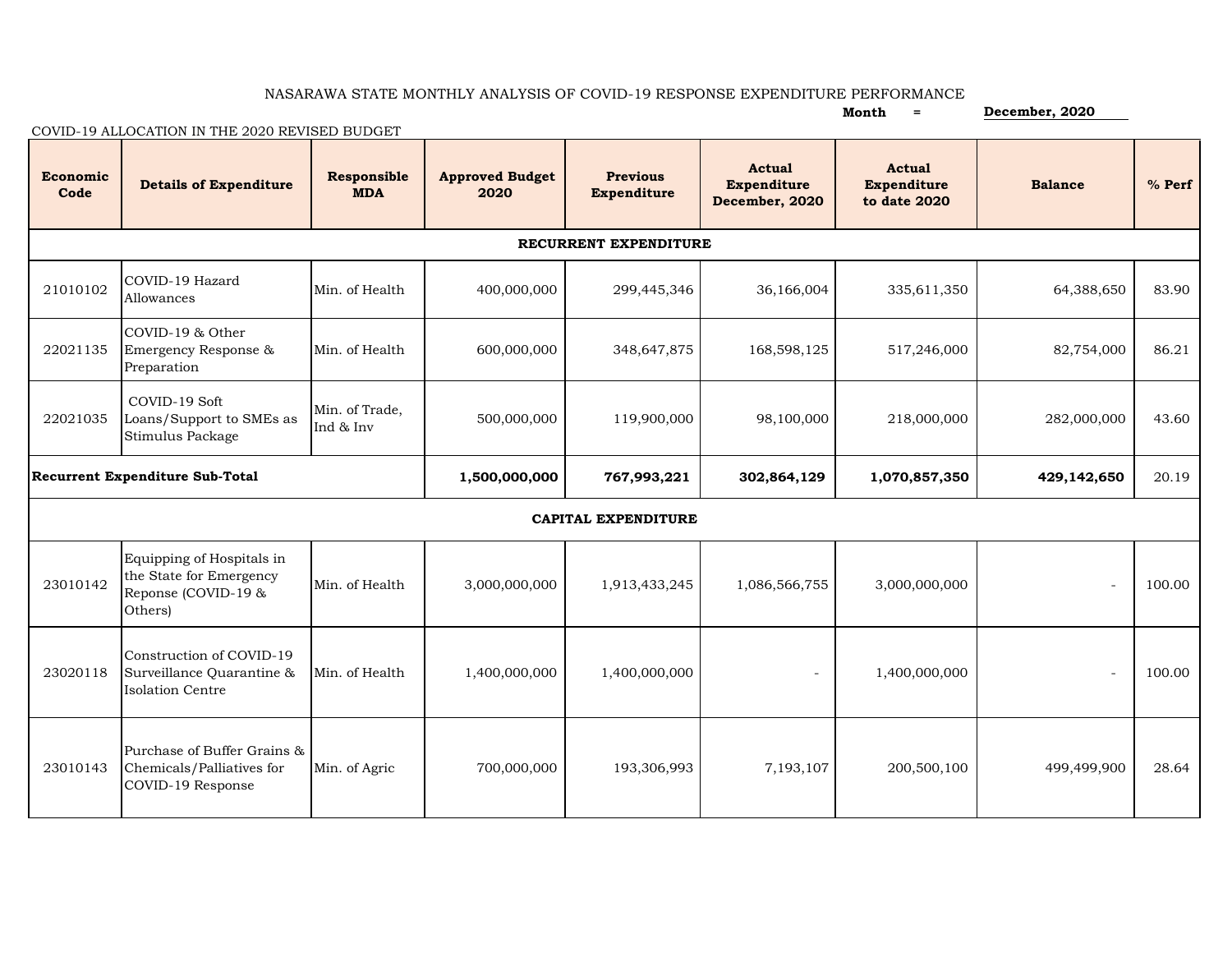NASARAWA STATE MONTHLY ANALYSIS OF COVID-19 RESPONSE EXPENDITURE PERFORMANCE

**Month = December, 2020**

COVID-19 ALLOCATION IN THE 2020 REVISED BUDGET

| Economic Code | Details of Expenditure | Responsible MDA | Approved Budget 2020 | Previous Expenditure | Actual Expenditure December, 2020 | Actual Expenditure to date 2020 | Balance | % Perf |
|---|---|---|---|---|---|---|---|---|
| **RECURRENT EXPENDITURE** | | | | | | | | |
| 21010102 | COVID-19 Hazard Allowances | Min. of Health | 400,000,000 | 299,445,346 | 36,166,004 | 335,611,350 | 64,388,650 | 83.90 |
| 22021135 | COVID-19 & Other Emergency Response & Preparation | Min. of Health | 600,000,000 | 348,647,875 | 168,598,125 | 517,246,000 | 82,754,000 | 86.21 |
| 22021035 | COVID-19 Soft Loans/Support to SMEs as Stimulus Package | Min. of Trade, Ind & Inv | 500,000,000 | 119,900,000 | 98,100,000 | 218,000,000 | 282,000,000 | 43.60 |
| **Recurrent Expenditure Sub-Total** | | | **1,500,000,000** | **767,993,221** | **302,864,129** | **1,070,857,350** | **429,142,650** | 20.19 |
| **CAPITAL EXPENDITURE** | | | | | | | | |
| 23010142 | Equipping of Hospitals in the State for Emergency Reponse (COVID-19 & Others) | Min. of Health | 3,000,000,000 | 1,913,433,245 | 1,086,566,755 | 3,000,000,000 | - | 100.00 |
| 23020118 | Construction of COVID-19 Surveillance Quarantine & Isolation Centre | Min. of Health | 1,400,000,000 | 1,400,000,000 | - | 1,400,000,000 | - | 100.00 |
| 23010143 | Purchase of Buffer Grains & Chemicals/Palliatives for COVID-19 Response | Min. of Agric | 700,000,000 | 193,306,993 | 7,193,107 | 200,500,100 | 499,499,900 | 28.64 |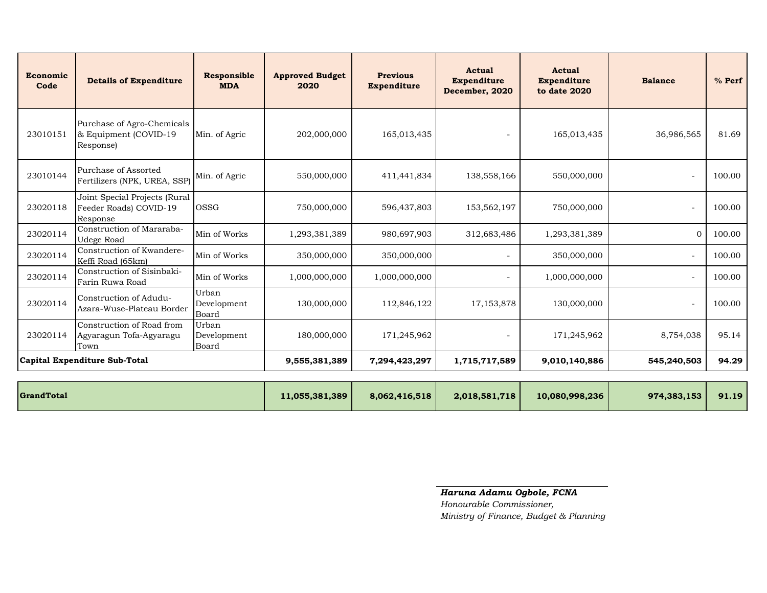| Economic Code | Details of Expenditure | Responsible MDA | Approved Budget 2020 | Previous Expenditure | Actual Expenditure December, 2020 | Actual Expenditure to date 2020 | Balance | % Perf |
|---|---|---|---|---|---|---|---|---|
| 23010151 | Purchase of Agro-Chemicals & Equipment (COVID-19 Response) | Min. of Agric | 202,000,000 | 165,013,435 | - | 165,013,435 | 36,986,565 | 81.69 |
| 23010144 | Purchase of Assorted Fertilizers (NPK, UREA, SSP) | Min. of Agric | 550,000,000 | 411,441,834 | 138,558,166 | 550,000,000 | - | 100.00 |
| 23020118 | Joint Special Projects (Rural Feeder Roads) COVID-19 Response | OSSG | 750,000,000 | 596,437,803 | 153,562,197 | 750,000,000 | - | 100.00 |
| 23020114 | Construction of Mararaba-Udege Road | Min of Works | 1,293,381,389 | 980,697,903 | 312,683,486 | 1,293,381,389 | 0 | 100.00 |
| 23020114 | Construction of Kwandere-Keffi Road (65km) | Min of Works | 350,000,000 | 350,000,000 | - | 350,000,000 | - | 100.00 |
| 23020114 | Construction of Sisinbaki-Farin Ruwa Road | Min of Works | 1,000,000,000 | 1,000,000,000 | - | 1,000,000,000 | - | 100.00 |
| 23020114 | Construction of Adudu-Azara-Wuse-Plateau Border | Urban Development Board | 130,000,000 | 112,846,122 | 17,153,878 | 130,000,000 | - | 100.00 |
| 23020114 | Construction of Road from Agyaragun Tofa-Agyaragu Town | Urban Development Board | 180,000,000 | 171,245,962 | - | 171,245,962 | 8,754,038 | 95.14 |
| **Capital Expenditure Sub-Total** | | | **9,555,381,389** | **7,294,423,297** | **1,715,717,589** | **9,010,140,886** | **545,240,503** | **94.29** |
| **GrandTotal** | | | **11,055,381,389** | **8,062,416,518** | **2,018,581,718** | **10,080,998,236** | **974,383,153** | **91.19** |

***Haruna Adamu Ogbole, FCNA***
*Honourable Commissioner,*
*Ministry of Finance, Budget & Planning*